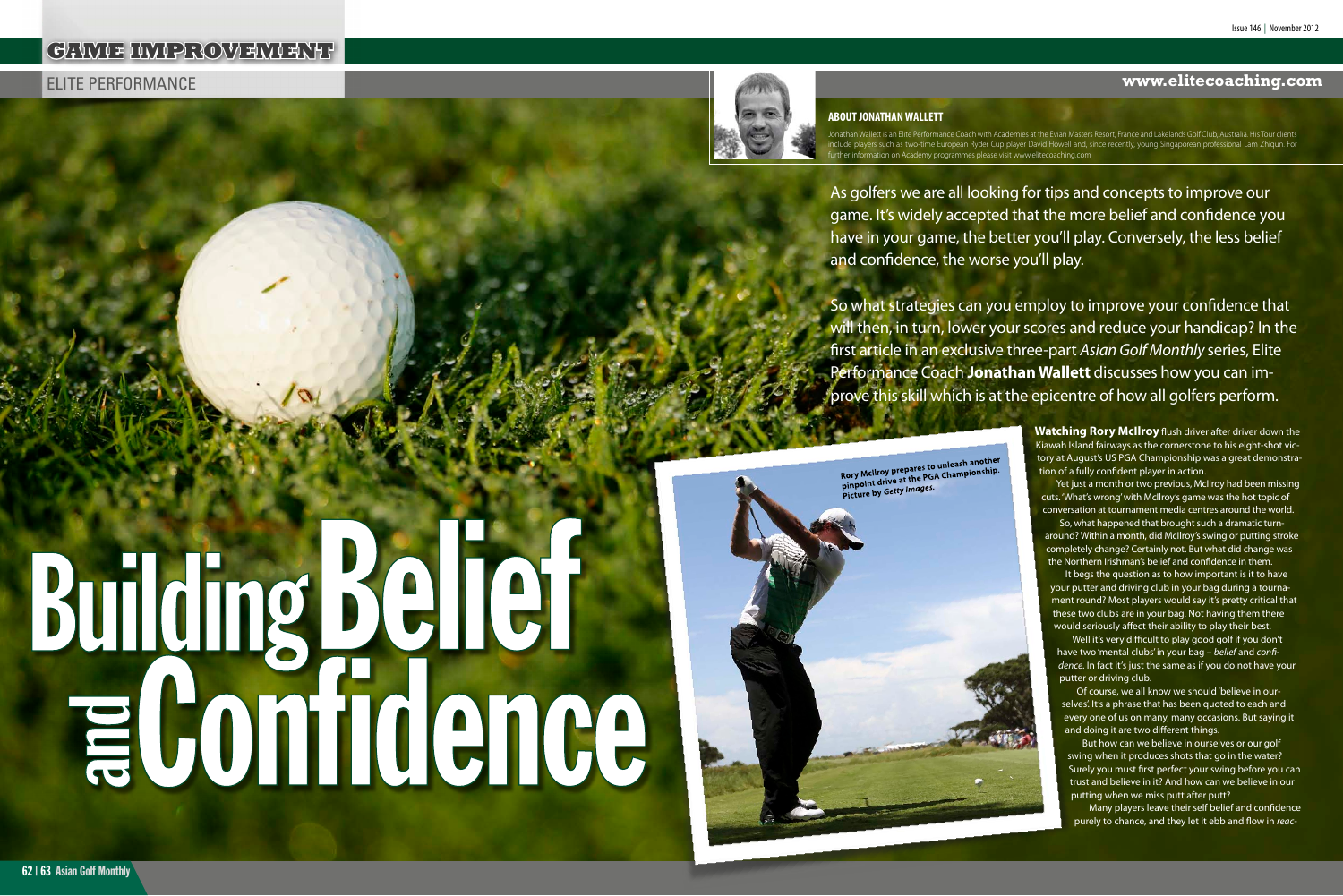# Building Belief and Confidence

**GAME IMPROVEMENT**

ELITE PERFORMANCE

www.elitecoaching.com

**ABOUT JONATHAN WALLETT**

Jonathan Wallett is an Elite Performance Coach with Academies at the Evian Masters Resort, France and Lakelands Golf Club, Australia. His Tour clients include players such as two-time European Ryder Cup player David Howell and, since recently, young Singaporean professional Lam Zhiqun. For further information on Academy programmes please visit www.elitecoaching.com

As golfers we are all looking for tips and concepts to improve our game. It's widely accepted that the more belief and confidence you have in your game, the better you'll play. Conversely, the less belief and confidence, the worse you'll play.

So what strategies can you employ to improve your confidence that will then, in turn, lower your scores and reduce your handicap? In the first article in an exclusive three-part *Asian Golf Monthly* series, Elite Performance Coach **Jonathan Wallett** discusses how you can improve this skill which is at the epicentre of how all golfers perform.

Rory McIlroy prepares to unleash another pinpoint drive at the PGA Championship. Picture by *Getty Images*.

**Watching Rory McIlroy** flush driver after driver down the Kiawah Island fairways as the cornerstone to his eight-shot victory at August's US PGA Championship was a great demonstration of a fully confident player in action.

Yet just a month or two previous, McIlroy had been missing cuts. 'What's wrong' with McIlroy's game was the hot topic of conversation at tournament media centres around the world.

So, what happened that brought such a dramatic turnaround? Within a month, did McIlroy's swing or putting stroke completely change? Certainly not. But what did change was the Northern Irishman's belief and confidence in them.

It begs the question as to how important is it to have your putter and driving club in your bag during a tournament round? Most players would say it's pretty critical that these two clubs are in your bag. Not having them there would seriously affect their ability to play their best.

Well it's very difficult to play good golf if you don't have two 'mental clubs' in your bag – *belief* and *confidence*. In fact it's just the same as if you do not have your putter or driving club.

Of course, we all know we should 'believe in ourselves'. It's a phrase that has been quoted to each and every one of us on many, many occasions. But saying it and doing it are two different things.

But how can we believe in ourselves or our golf swing when it produces shots that go in the water? Surely you must first perfect your swing before you can trust and believe in it? And how can we believe in our putting when we miss putt after putt?

Many players leave their self belief and confidence purely to chance, and they let it ebb and flow in *reac-*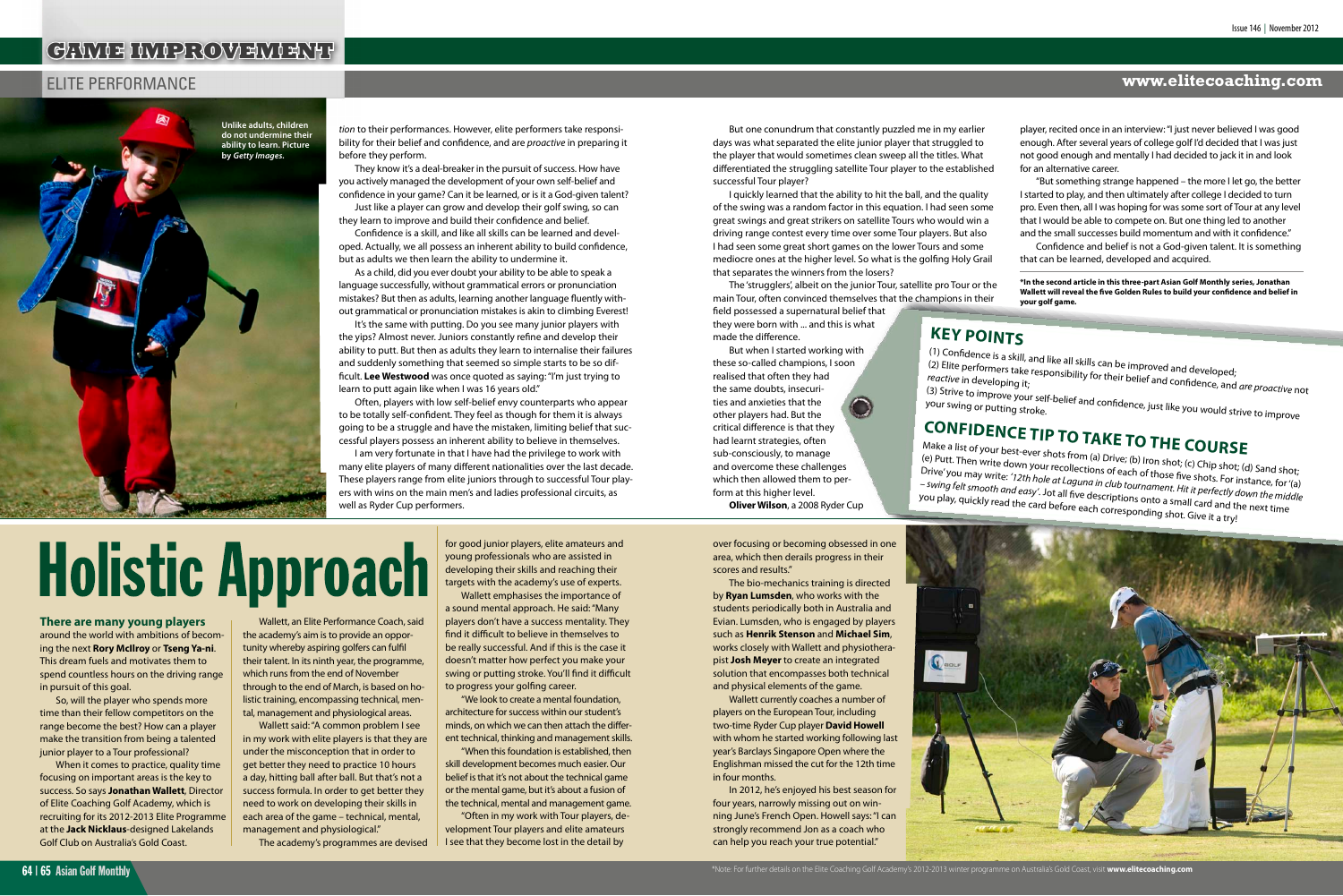# GAME IMPROVEMENT

## ELITE PERFORMANCE

www.elitecoaching.com

Unlike adults, children do not undermine their ability to learn. Picture by *Getty Images.*

*tion* to their performances. However, elite performers take responsibility for their belief and confidence, and are *proactive* in preparing it before they perform.

They know it's a deal-breaker in the pursuit of success. How have you actively managed the development of your own self-belief and confidence in your game? Can it be learned, or is it a God-given talent?

Just like a player can grow and develop their golf swing, so can they learn to improve and build their confidence and belief.

Confidence is a skill, and like all skills can be learned and developed. Actually, we all possess an inherent ability to build confidence, but as adults we then learn the ability to undermine it.

As a child, did you ever doubt your ability to be able to speak a language successfully, without grammatical errors or pronunciation mistakes? But then as adults, learning another language fluently without grammatical or pronunciation mistakes is akin to climbing Everest!

It's the same with putting. Do you see many junior players with the yips? Almost never. Juniors constantly refine and develop their ability to putt. But then as adults they learn to internalise their failures and suddenly something that seemed so simple starts to be so difficult. **Lee Westwood** was once quoted as saying: "I'm just trying to learn to putt again like when I was 16 years old."

Often, players with low self-belief envy counterparts who appear to be totally self-confident. They feel as though for them it is always going to be a struggle and have the mistaken, limiting belief that successful players possess an inherent ability to believe in themselves.

I am very fortunate in that I have had the privilege to work with many elite players of many different nationalities over the last decade. These players range from elite juniors through to successful Tour players with wins on the main men's and ladies professional circuits, as well as Ryder Cup performers.

But one conundrum that constantly puzzled me in my earlier days was what separated the elite junior player that struggled to the player that would sometimes clean sweep all the titles. What differentiated the struggling satellite Tour player to the established successful Tour player?

I quickly learned that the ability to hit the ball, and the quality of the swing was a random factor in this equation. I had seen some great swings and great strikers on satellite Tours who would win a driving range contest every time over some Tour players. But also I had seen some great short games on the lower Tours and some mediocre ones at the higher level. So what is the golfing Holy Grail that separates the winners from the losers?

The 'strugglers', albeit on the junior Tour, satellite pro Tour or the main Tour, often convinced themselves that the champions in their field possessed a supernatural belief that they were born with ... and this is what made the difference.

But when I started working with these so-called champions, I soon realised that often they had the same doubts, insecurities and anxieties that the other players had. But the critical difference is that they had learnt strategies, often sub-consciously, to manage and overcome these challenges which then allowed them to perform at this higher level.

**Oliver Wilson**, a 2008 Ryder Cup player, recited once in an interview: "I just never believed I was good enough. After several years of college golf I'd decided that I was just not good enough and mentally I had decided to jack it in and look for an alternative career.

"But something strange happened – the more I let go, the better I started to play, and then ultimately after college I decided to turn pro. Even then, all I was hoping for was some sort of Tour at any level that I would be able to compete on. But one thing led to another and the small successes build momentum and with it confidence."

Confidence and belief is not a God-given talent. It is something that can be learned, developed and acquired.

**\*In the second article in this three-part Asian Golf Monthly series, Jonathan Wallett will reveal the five Golden Rules to build your confidence and belief in your golf game.**

## KEY POINTS

(1) Confidence is a skill, and like all skills can be improved and developed;
(2) Elite performers take responsibility for their belief and confidence, and *are proactive* not *reactive* in developing it;
(3) Strive to improve your self-belief and confidence, just like you would strive to improve your swing or putting stroke.

## CONFIDENCE TIP TO TAKE TO THE COURSE

Make a list of your best-ever shots from (a) Drive; (b) Iron shot; (c) Chip shot; (d) Sand shot; (e) Putt. Then write down your recollections of each of those five shots. For instance, for '(a) Drive' you may write: '*12th hole at Laguna in club tournament. Hit it perfectly down the middle – swing felt smooth and easy*'. Jot all five descriptions onto a small card and the next time you play, quickly read the card before each corresponding shot. Give it a try!

# Holistic Approach

**There are many young players** around the world with ambitions of becoming the next **Rory McIlroy** or **Tseng Ya-ni**. This dream fuels and motivates them to spend countless hours on the driving range in pursuit of this goal.

So, will the player who spends more time than their fellow competitors on the range become the best? How can a player make the transition from being a talented junior player to a Tour professional?

When it comes to practice, quality time focusing on important areas is the key to success. So says **Jonathan Wallett**, Director of Elite Coaching Golf Academy, which is recruiting for its 2012-2013 Elite Programme at the **Jack Nicklaus**-designed Lakelands Golf Club on Australia's Gold Coast.

Wallett, an Elite Performance Coach, said the academy's aim is to provide an opportunity whereby aspiring golfers can fulfil their talent. In its ninth year, the programme, which runs from the end of November through to the end of March, is based on holistic training, encompassing technical, mental, management and physiological areas.

Wallett said: "A common problem I see in my work with elite players is that they are under the misconception that in order to get better they need to practice 10 hours a day, hitting ball after ball. But that's not a success formula. In order to get better they need to work on developing their skills in each area of the game – technical, mental, management and physiological."

The academy's programmes are devised for good junior players, elite amateurs and young professionals who are assisted in developing their skills and reaching their targets with the academy's use of experts.

Wallett emphasises the importance of a sound mental approach. He said: "Many players don't have a success mentality. They find it difficult to believe in themselves to be really successful. And if this is the case it doesn't matter how perfect you make your swing or putting stroke. You'll find it difficult to progress your golfing career.

"We look to create a mental foundation, architecture for success within our student's minds, on which we can then attach the different technical, thinking and management skills.

"When this foundation is established, then skill development becomes much easier. Our belief is that it's not about the technical game or the mental game, but it's about a fusion of the technical, mental and management game.

"Often in my work with Tour players, development Tour players and elite amateurs I see that they become lost in the detail by over focusing or becoming obsessed in one area, which then derails progress in their scores and results."

The bio-mechanics training is directed by **Ryan Lumsden**, who works with the students periodically both in Australia and Evian. Lumsden, who is engaged by players such as **Henrik Stenson** and **Michael Sim**, works closely with Wallett and physiotherapist **Josh Meyer** to create an integrated solution that encompasses both technical and physical elements of the game.

Wallett currently coaches a number of players on the European Tour, including two-time Ryder Cup player **David Howell** with whom he started working following last year's Barclays Singapore Open where the Englishman missed the cut for the 12th time in four months.

In 2012, he's enjoyed his best season for four years, narrowly missing out on winning June's French Open. Howell says: "I can strongly recommend Jon as a coach who can help you reach your true potential."

\*Note: For further details on the Elite Coaching Golf Academy's 2012-2013 winter programme on Australia's Gold Coast, visit **www.elitecoaching.com**